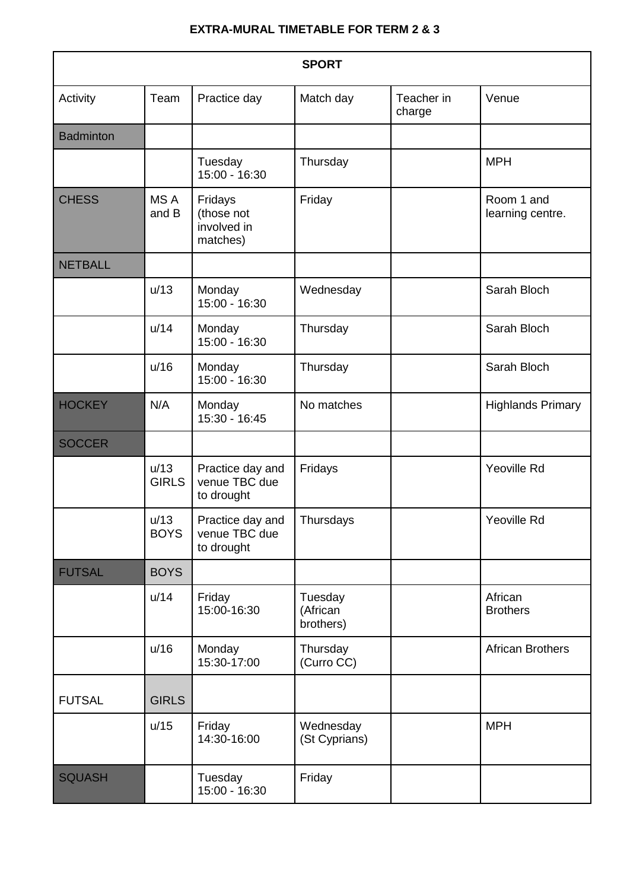**EXTRA-MURAL TIMETABLE FOR TERM 2 & 3**

| SPORT | | | | | |
|---|---|---|---|---|---|
| Activity | Team | Practice day | Match day | Teacher in charge | Venue |
| Badminton | | | | | |
| | | Tuesday 15:00 - 16:30 | Thursday | | MPH |
| CHESS | MS A and B | Fridays (those not involved in matches) | Friday | | Room 1 and learning centre. |
| NETBALL | | | | | |
| | u/13 | Monday 15:00 - 16:30 | Wednesday | | Sarah Bloch |
| | u/14 | Monday 15:00 - 16:30 | Thursday | | Sarah Bloch |
| | u/16 | Monday 15:00 - 16:30 | Thursday | | Sarah Bloch |
| HOCKEY | N/A | Monday 15:30 - 16:45 | No matches | | Highlands Primary |
| SOCCER | | | | | |
| | u/13 GIRLS | Practice day and venue TBC due to drought | Fridays | | Yeoville Rd |
| | u/13 BOYS | Practice day and venue TBC due to drought | Thursdays | | Yeoville Rd |
| FUTSAL | BOYS | | | | |
| | u/14 | Friday 15:00-16:30 | Tuesday (African brothers) | | African Brothers |
| | u/16 | Monday 15:30-17:00 | Thursday (Curro CC) | | African Brothers |
| FUTSAL | GIRLS | | | | |
| | u/15 | Friday 14:30-16:00 | Wednesday (St Cyprians) | | MPH |
| SQUASH | | Tuesday 15:00 - 16:30 | Friday | | |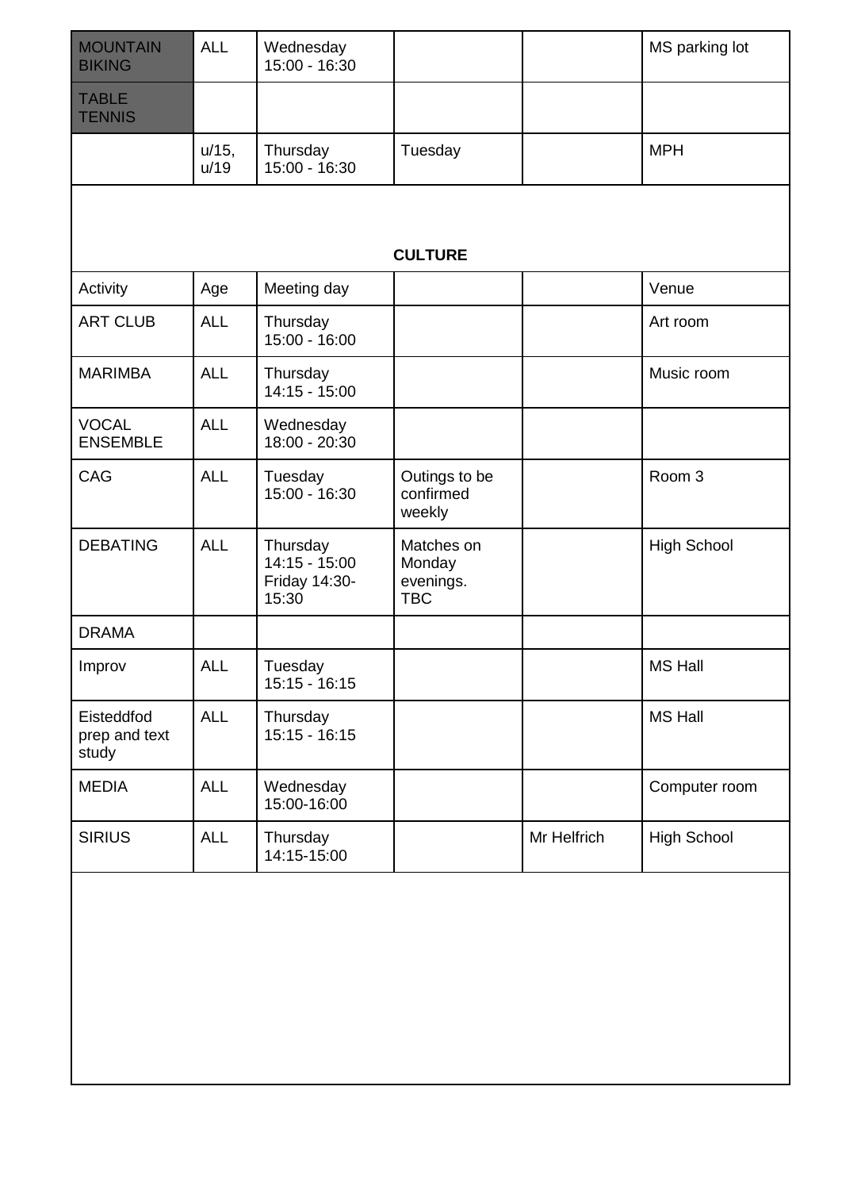| MOUNTAIN BIKING | ALL | Wednesday 15:00 - 16:30 | | | MS parking lot |
|---|---|---|---|---|---|
| TABLE TENNIS | | | | | |
| | u/15, u/19 | Thursday 15:00 - 16:30 | Tuesday | | MPH |

**CULTURE**

| Activity | Age | Meeting day | | | Venue |
|---|---|---|---|---|---|
| ART CLUB | ALL | Thursday 15:00 - 16:00 | | | Art room |
| MARIMBA | ALL | Thursday 14:15 - 15:00 | | | Music room |
| VOCAL ENSEMBLE | ALL | Wednesday 18:00 - 20:30 | | | |
| CAG | ALL | Tuesday 15:00 - 16:30 | Outings to be confirmed weekly | | Room 3 |
| DEBATING | ALL | Thursday 14:15 - 15:00 Friday 14:30-15:30 | Matches on Monday evenings. TBC | | High School |
| DRAMA | | | | | |
| Improv | ALL | Tuesday 15:15 - 16:15 | | | MS Hall |
| Eisteddfod prep and text study | ALL | Thursday 15:15 - 16:15 | | | MS Hall |
| MEDIA | ALL | Wednesday 15:00-16:00 | | | Computer room |
| SIRIUS | ALL | Thursday 14:15-15:00 | | Mr Helfrich | High School |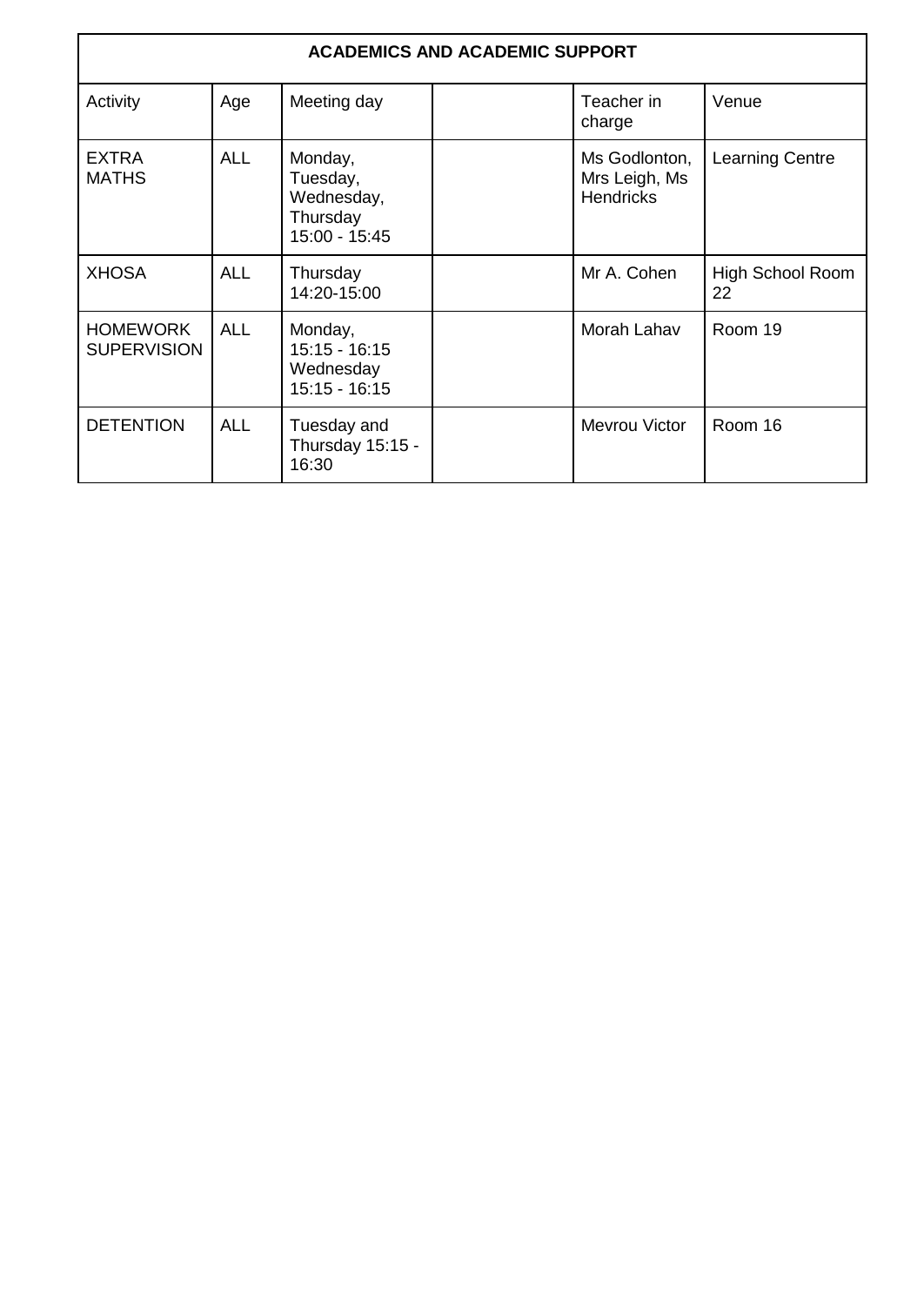| ACADEMICS AND ACADEMIC SUPPORT | | | | | |
|---|---|---|---|---|---|
| Activity | Age | Meeting day | | Teacher in charge | Venue |
| EXTRA MATHS | ALL | Monday, Tuesday, Wednesday, Thursday 15:00 - 15:45 | | Ms Godlonton, Mrs Leigh, Ms Hendricks | Learning Centre |
| XHOSA | ALL | Thursday 14:20-15:00 | | Mr A. Cohen | High School Room 22 |
| HOMEWORK SUPERVISION | ALL | Monday, 15:15 - 16:15 Wednesday 15:15 - 16:15 | | Morah Lahav | Room 19 |
| DETENTION | ALL | Tuesday and Thursday 15:15 - 16:30 | | Mevrou Victor | Room 16 |